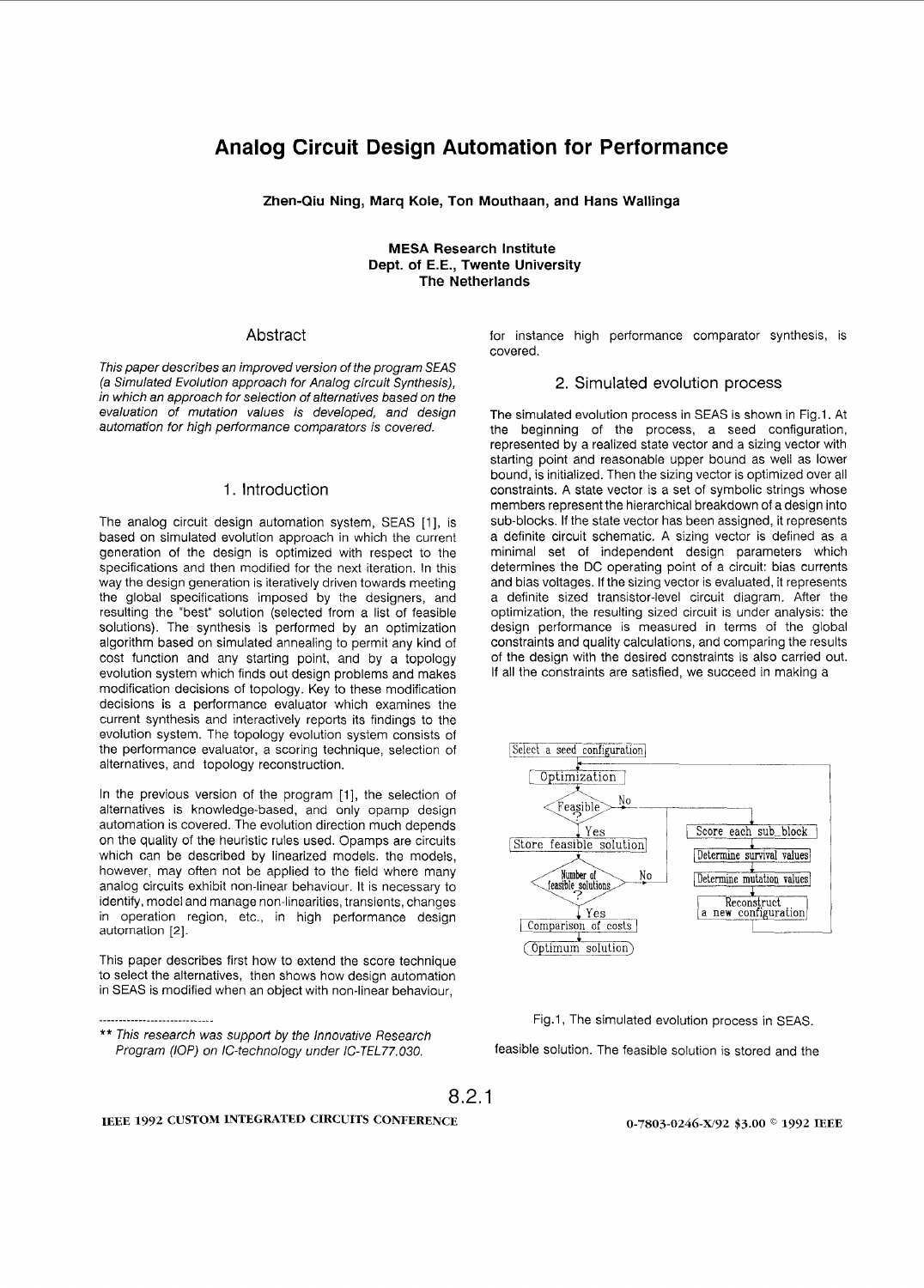# Analog Circuit Design Automation for Performance

**Zhen-Qiu Ning, Marq Kole, Ton Mouthaan, and Hans Wallinga**

**MESA Research Institute**
**Dept. of E.E., Twente University**
**The Netherlands**

## Abstract

*This paper describes an improved version of the program SEAS (a Simulated Evolution approach for Analog circuit Synthesis), in which an approach for selection of alternatives based on the evaluation of mutation values is developed, and design automation for high performance comparators is covered.*

## 1. Introduction

The analog circuit design automation system, SEAS [1], is based on simulated evolution approach in which the current generation of the design is optimized with respect to the specifications and then modified for the next iteration. In this way the design generation is iteratively driven towards meeting the global specifications imposed by the designers, and resulting the "best" solution (selected from a list of feasible solutions). The synthesis is performed by an optimization algorithm based on simulated annealing to permit any kind of cost function and any starting point, and by a topology evolution system which finds out design problems and makes modification decisions of topology. Key to these modification decisions is a performance evaluator which examines the current synthesis and interactively reports its findings to the evolution system. The topology evolution system consists of the performance evaluator, a scoring technique, selection of alternatives, and topology reconstruction.

In the previous version of the program [1], the selection of alternatives is knowledge-based, and only opamp design automation is covered. The evolution direction much depends on the quality of the heuristic rules used. Opamps are circuits which can be described by linearized models. the models, however, may often not be applied to the field where many analog circuits exhibit non-linear behaviour. It is necessary to identify, model and manage non-linearities, transients, changes in operation region, etc., in high performance design automation [2].

This paper describes first how to extend the score technique to select the alternatives, then shows how design automation in SEAS is modified when an object with non-linear behaviour, for instance high performance comparator synthesis, is covered.

## 2. Simulated evolution process

The simulated evolution process in SEAS is shown in Fig.1. At the beginning of the process, a seed configuration, represented by a realized state vector and a sizing vector with starting point and reasonable upper bound as well as lower bound, is initialized. Then the sizing vector is optimized over all constraints. A state vector is a set of symbolic strings whose members represent the hierarchical breakdown of a design into sub-blocks. If the state vector has been assigned, it represents a definite circuit schematic. A sizing vector is defined as a minimal set of independent design parameters which determines the DC operating point of a circuit: bias currents and bias voltages. If the sizing vector is evaluated, it represents a definite sized transistor-level circuit diagram. After the optimization, the resulting sized circuit is under analysis: the design performance is measured in terms of the global constraints and quality calculations, and comparing the results of the design with the desired constraints is also carried out. If all the constraints are satisfied, we succeed in making a

Select a seed configuration
Optimization
Feasible ?
No
Yes
Store feasible solution
Number of feasible solutions ?
No
Yes
Comparison of costs
Optimum solution
Score each sub_block
Determine survival values
Determine mutation values
Reconstruct a new configuration

Fig.1, The simulated evolution process in SEAS.

feasible solution. The feasible solution is stored and the

---

** *This research was support by the Innovative Research Program (IOP) on IC-technology under IC-TEL77.030.*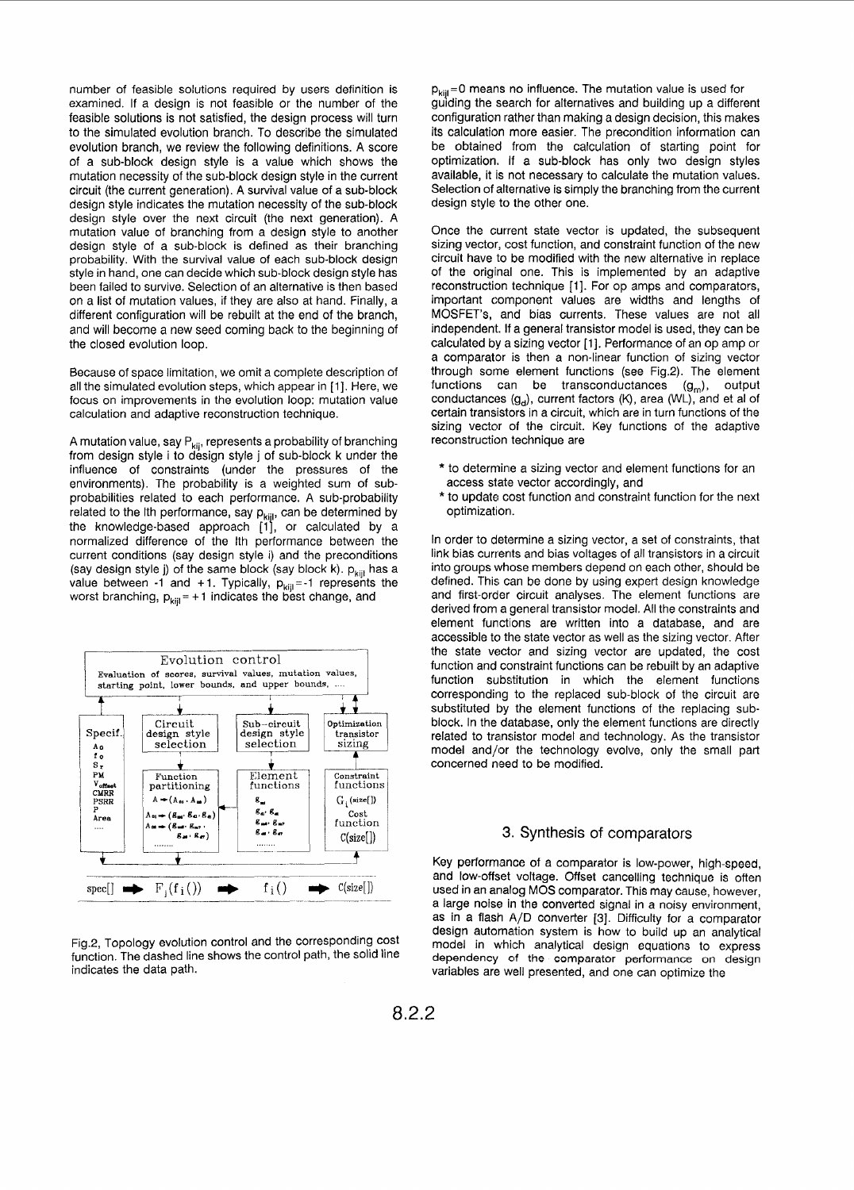number of feasible solutions required by users definition is examined. If a design is not feasible or the number of the feasible solutions is not satisfied, the design process will turn to the simulated evolution branch. To describe the simulated evolution branch, we review the following definitions. A score of a sub-block design style is a value which shows the mutation necessity of the sub-block design style in the current circuit (the current generation). A survival value of a sub-block design style indicates the mutation necessity of the sub-block design style over the next circuit (the next generation). A mutation value of branching from a design style to another design style of a sub-block is defined as their branching probability. With the survival value of each sub-block design style in hand, one can decide which sub-block design style has been failed to survive. Selection of an alternative is then based on a list of mutation values, if they are also at hand. Finally, a different configuration will be rebuilt at the end of the branch, and will become a new seed coming back to the beginning of the closed evolution loop.

Because of space limitation, we omit a complete description of all the simulated evolution steps, which appear in [1]. Here, we focus on improvements in the evolution loop: mutation value calculation and adaptive reconstruction technique.

A mutation value, say $P_{kij}$, represents a probability of branching from design style i to design style j of sub-block k under the influence of constraints (under the pressures of the environments). The probability is a weighted sum of sub-probabilities related to each performance. A sub-probability related to the lth performance, say $p_{kijl}$, can be determined by the knowledge-based approach [1], or calculated by a normalized difference of the lth performance between the current conditions (say design style i) and the preconditions (say design style j) of the same block (say block k). $p_{kijl}$ has a value between -1 and +1. Typically, $p_{kijl}=-1$ represents the worst branching, $p_{kijl}=+1$ indicates the best change, and

Evolution control
Evaluation of scores, survival values, mutation values, starting point, lower bounds, and upper bounds, ....

Specif.: $A_0$, $f_0$, $S_r$, PM, $V_{offset}$, CMRR, PSRR, P, Area, ....

Circuit design style selection | Sub-circuit design style selection | Optimization transistor sizing

Function partitioning: $A \rightarrow (A_{s1} \cdot A_{s2})$, $A_{s1} \rightarrow (g_{m1}, g_{d1}, g_{d2})$, $A_{s2} \rightarrow (g_{m6}, g_{m7}, g_{d6}, g_{d7})$, ........

Element functions: $g_{m1}$, $g_{d1}, g_{d2}$, $g_{m6}, g_{m7}$, $g_{d6}, g_{d7}$, ........

Constraint functions $G_i(\text{size}[])$; Cost function $C(\text{size}[])$

$\text{spec}[] \rightarrow F_j(f_i()) \rightarrow f_i() \rightarrow C(\text{size}[])$

Fig.2, Topology evolution control and the corresponding cost function. The dashed line shows the control path, the solid line indicates the data path.

$p_{kijl}=0$ means no influence. The mutation value is used for guiding the search for alternatives and building up a different configuration rather than making a design decision, this makes its calculation more easier. The precondition information can be obtained from the calculation of starting point for optimization. If a sub-block has only two design styles available, it is not necessary to calculate the mutation values. Selection of alternative is simply the branching from the current design style to the other one.

Once the current state vector is updated, the subsequent sizing vector, cost function, and constraint function of the new circuit have to be modified with the new alternative in replace of the original one. This is implemented by an adaptive reconstruction technique [1]. For op amps and comparators, important component values are widths and lengths of MOSFET's, and bias currents. These values are not all independent. If a general transistor model is used, they can be calculated by a sizing vector [1]. Performance of an op amp or a comparator is then a non-linear function of sizing vector through some element functions (see Fig.2). The element functions can be transconductances ($g_m$), output conductances ($g_d$), current factors (K), area (WL), and et al of certain transistors in a circuit, which are in turn functions of the sizing vector of the circuit. Key functions of the adaptive reconstruction technique are

* to determine a sizing vector and element functions for an access state vector accordingly, and
* to update cost function and constraint function for the next optimization.

In order to determine a sizing vector, a set of constraints, that link bias currents and bias voltages of all transistors in a circuit into groups whose members depend on each other, should be defined. This can be done by using expert design knowledge and first-order circuit analyses. The element functions are derived from a general transistor model. All the constraints and element functions are written into a database, and are accessible to the state vector as well as the sizing vector. After the state vector and sizing vector are updated, the cost function and constraint functions can be rebuilt by an adaptive function substitution in which the element functions corresponding to the replaced sub-block of the circuit are substituted by the element functions of the replacing sub-block. In the database, only the element functions are directly related to transistor model and technology. As the transistor model and/or the technology evolve, only the small part concerned need to be modified.

## 3. Synthesis of comparators

Key performance of a comparator is low-power, high-speed, and low-offset voltage. Offset cancelling technique is often used in an analog MOS comparator. This may cause, however, a large noise in the converted signal in a noisy environment, as in a flash A/D converter [3]. Difficulty for a comparator design automation system is how to build up an analytical model in which analytical design equations to express dependency of the comparator performance on design variables are well presented, and one can optimize the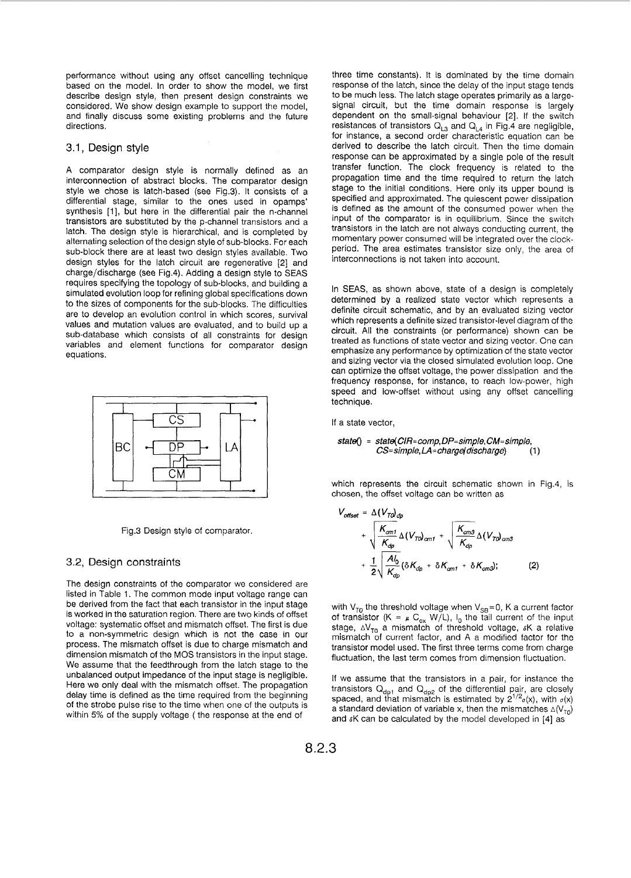performance without using any offset cancelling technique based on the model. In order to show the model, we first describe design style, then present design constraints we considered. We show design example to support the model, and finally discuss some existing problems and the future directions.

## 3.1, Design style

A comparator design style is normally defined as an interconnection of abstract blocks. The comparator design style we chose is latch-based (see Fig.3). It consists of a differential stage, similar to the ones used in opamps' synthesis [1], but here in the differential pair the n-channel transistors are substituted by the p-channel transistors and a latch. The design style is hierarchical, and is completed by alternating selection of the design style of sub-blocks. For each sub-block there are at least two design styles available. Two design styles for the latch circuit are regenerative [2] and charge/discharge (see Fig.4). Adding a design style to SEAS requires specifying the topology of sub-blocks, and building a simulated evolution loop for refining global specifications down to the sizes of components for the sub-blocks. The difficulties are to develop an evolution control in which scores, survival values and mutation values are evaluated, and to build up a sub-database which consists of all constraints for design variables and element functions for comparator design equations.

Fig.3 Design style of comparator.

## 3.2, Design constraints

The design constraints of the comparator we considered are listed in Table 1. The common mode input voltage range can be derived from the fact that each transistor in the input stage is worked in the saturation region. There are two kinds of offset voltage: systematic offset and mismatch offset. The first is due to a non-symmetric design which is not the case in our process. The mismatch offset is due to charge mismatch and dimension mismatch of the MOS transistors in the input stage. We assume that the feedthrough from the latch stage to the unbalanced output impedance of the input stage is negligible. Here we only deal with the mismatch offset. The propagation delay time is defined as the time required from the beginning of the strobe pulse rise to the time when one of the outputs is within 5% of the supply voltage ( the response at the end of three time constants). It is dominated by the time domain response of the latch, since the delay of the input stage tends to be much less. The latch stage operates primarily as a large-signal circuit, but the time domain response is largely dependent on the small-signal behaviour [2]. If the switch resistances of transistors $Q_{L3}$ and $Q_{L4}$ in Fig.4 are negligible, for instance, a second order characteristic equation can be derived to describe the latch circuit. Then the time domain response can be approximated by a single pole of the result transfer function. The clock frequency is related to the propagation time and the time required to return the latch stage to the initial conditions. Here only its upper bound is specified and approximated. The quiescent power dissipation is defined as the amount of the consumed power when the input of the comparator is in equilibrium. Since the switch transistors in the latch are not always conducting current, the momentary power consumed will be integrated over the clock-period. The area estimates transistor size only, the area of interconnections is not taken into account.

In SEAS, as shown above, state of a design is completely determined by a realized state vector which represents a definite circuit schematic, and by an evaluated sizing vector which represents a definite sized transistor-level diagram of the circuit. All the constraints (or performance) shown can be treated as functions of state vector and sizing vector. One can emphasize any performance by optimization of the state vector and sizing vector via the closed simulated evolution loop. One can optimize the offset voltage, the power dissipation and the frequency response, for instance, to reach low-power, high speed and low-offset without using any offset cancelling technique.

If a state vector,

$$\textit{state}() = \textit{state}(CIR{=}comp, DP{=}simple, CM{=}simple, CS{=}simple, LA{=}charge/discharge) \qquad (1)$$

which represents the circuit schematic shown in Fig.4, is chosen, the offset voltage can be written as

$$V_{offset} = \Delta(V_{T0})_{dp} + \sqrt{\frac{K_{cm1}}{K_{dp}}}\Delta(V_{T0})_{cm1} + \sqrt{\frac{K_{cm3}}{K_{dp}}}\Delta(V_{T0})_{cm3} + \frac{1}{2}\sqrt{\frac{AI_0}{K_{dp}}}(\delta K_{dp} + \delta K_{cm1} + \delta K_{cm3}); \qquad (2)$$

with $V_{T0}$ the threshold voltage when $V_{SB}=0$, K a current factor of transistor ($K = \mu\, C_{ox}\, W/L$), $I_0$ the tail current of the input stage, $\Delta V_{T0}$ a mismatch of threshold voltage, $\delta K$ a relative mismatch of current factor, and A a modified factor for the transistor model used. The first three terms come from charge fluctuation, the last term comes from dimension fluctuation.

If we assume that the transistors in a pair, for instance the transistors $Q_{dp1}$ and $Q_{dp2}$ of the differential pair, are closely spaced, and that mismatch is estimated by $2^{1/2}\sigma(x)$, with $\sigma(x)$ a standard deviation of variable x, then the mismatches $\Delta(V_{T0})$ and $\delta K$ can be calculated by the model developed in [4] as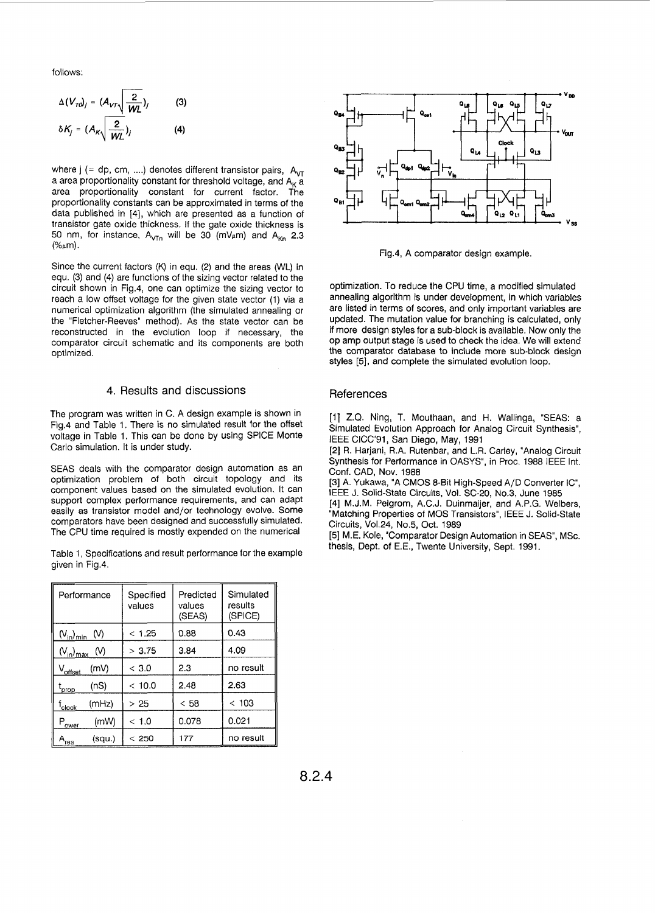follows:

$$\Delta(V_{TO})_j = (A_{VT}\sqrt{\frac{2}{WL}})_j \qquad (3)$$

$$\delta K_j = (A_K\sqrt{\frac{2}{WL}})_j \qquad (4)$$

where j (= dp, cm, ....) denotes different transistor pairs, $A_{VT}$ a area proportionality constant for threshold voltage, and $A_K$ a area proportionality constant for current factor. The proportionality constants can be approximated in terms of the data published in [4], which are presented as a function of transistor gate oxide thickness. If the gate oxide thickness is 50 nm, for instance, $A_{VTn}$ will be 30 (mV$\mu$m) and $A_{Kn}$ 2.3 (%$\mu$m).

Since the current factors (K) in equ. (2) and the areas (WL) in equ. (3) and (4) are functions of the sizing vector related to the circuit shown in Fig.4, one can optimize the sizing vector to reach a low offset voltage for the given state vector (1) via a numerical optimization algorithm (the simulated annealing or the "Fletcher-Reeves" method). As the state vector can be reconstructed in the evolution loop if necessary, the comparator circuit schematic and its components are both optimized.

Fig.4, A comparator design example.

## 4. Results and discussions

The program was written in C. A design example is shown in Fig.4 and Table 1. There is no simulated result for the offset voltage in Table 1. This can be done by using SPICE Monte Carlo simulation. It is under study.

SEAS deals with the comparator design automation as an optimization problem of both circuit topology and its component values based on the simulated evolution. It can support complex performance requirements, and can adapt easily as transistor model and/or technology evolve. Some comparators have been designed and successfully simulated. The CPU time required is mostly expended on the numerical optimization. To reduce the CPU time, a modified simulated annealing algorithm is under development, in which variables are listed in terms of scores, and only important variables are updated. The mutation value for branching is calculated, only if more design styles for a sub-block is available. Now only the op amp output stage is used to check the idea. We will extend the comparator database to include more sub-block design styles [5], and complete the simulated evolution loop.

Table 1, Specifications and result performance for the example given in Fig.4.

| Performance | Specified values | Predicted values (SEAS) | Simulated results (SPICE) |
|---|---|---|---|
| $(V_{in})_{min}$ (V) | < 1.25 | 0.88 | 0.43 |
| $(V_{in})_{max}$ (V) | > 3.75 | 3.84 | 4.09 |
| $V_{offset}$ (mV) | < 3.0 | 2.3 | no result |
| $t_{prop}$ (nS) | < 10.0 | 2.48 | 2.63 |
| $f_{clock}$ (mHz) | > 25 | < 58 | < 103 |
| $P_{ower}$ (mW) | < 1.0 | 0.078 | 0.021 |
| $A_{rea}$ (squ.) | < 250 | 177 | no result |

## References

[1] Z.Q. Ning, T. Mouthaan, and H. Wallinga, "SEAS: a Simulated Evolution Approach for Analog Circuit Synthesis", IEEE CICC'91, San Diego, May, 1991

[2] R. Harjani, R.A. Rutenbar, and L.R. Carley, "Analog Circuit Synthesis for Performance in OASYS", in Proc. 1988 IEEE Int. Conf. CAD, Nov. 1988

[3] A. Yukawa, "A CMOS 8-Bit High-Speed A/D Converter IC", IEEE J. Solid-State Circuits, Vol. SC-20, No.3, June 1985

[4] M.J.M. Pelgrom, A.C.J. Duinmaijer, and A.P.G. Welbers, "Matching Properties of MOS Transistors", IEEE J. Solid-State Circuits, Vol.24, No.5, Oct. 1989

[5] M.E. Kole, "Comparator Design Automation in SEAS", MSc. thesis, Dept. of E.E., Twente University, Sept. 1991.